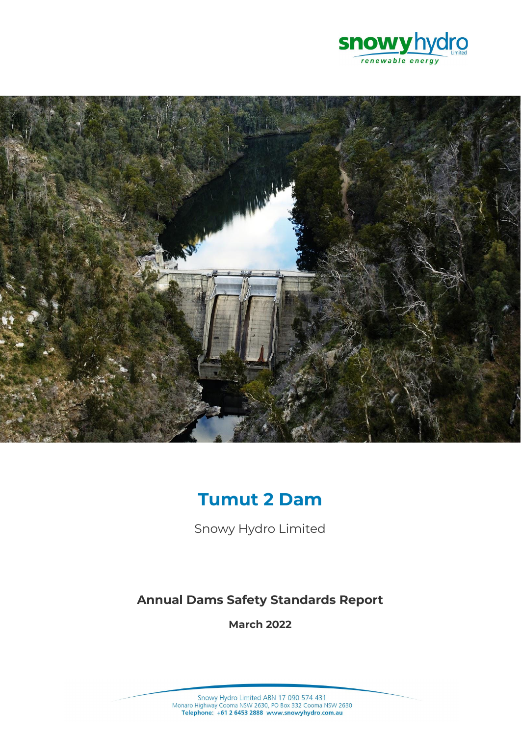# Tumut 2 Dam

Snowy Hydro Limited

## Annual Dams Safety Standards Report

**March 2022**

Snowy Hydro Limited ABN 17 090 574 431
Monaro Highway Cooma NSW 2630, PO Box 332 Cooma NSW 2630
**Telephone: +61 2 6453 2888 www.snowyhydro.com.au**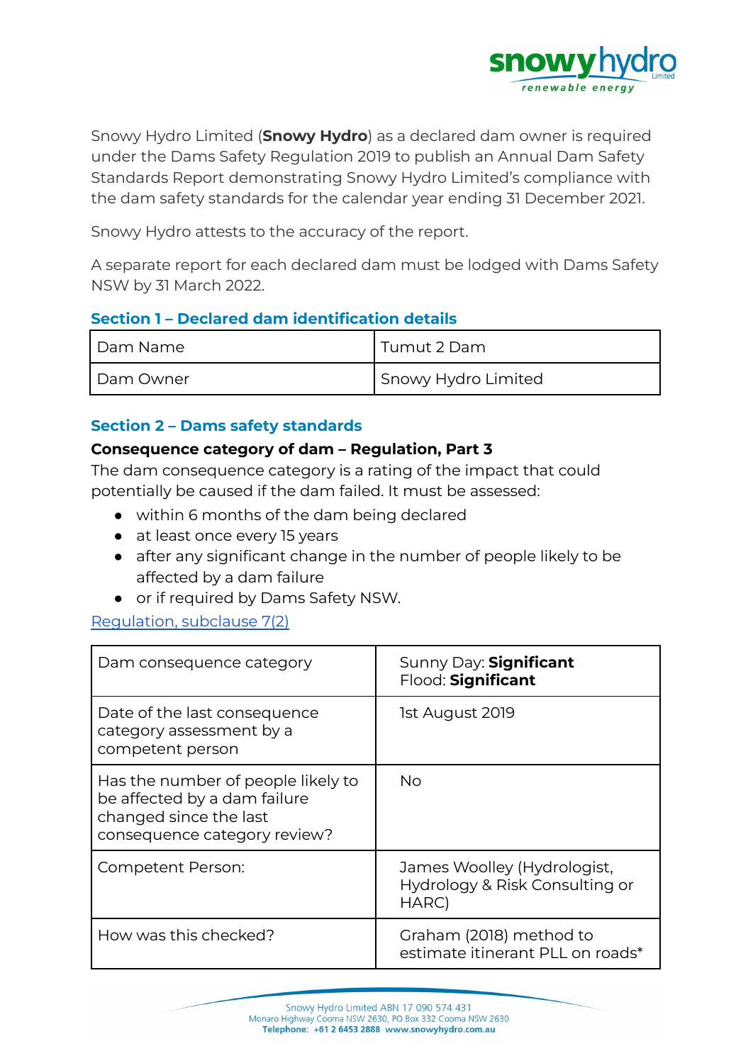Snowy Hydro Limited (**Snowy Hydro**) as a declared dam owner is required under the Dams Safety Regulation 2019 to publish an Annual Dam Safety Standards Report demonstrating Snowy Hydro Limited's compliance with the dam safety standards for the calendar year ending 31 December 2021.

Snowy Hydro attests to the accuracy of the report.

A separate report for each declared dam must be lodged with Dams Safety NSW by 31 March 2022.

## Section 1 – Declared dam identification details

| Dam Name | Tumut 2 Dam |
|---|---|
| Dam Owner | Snowy Hydro Limited |

## Section 2 – Dams safety standards

**Consequence category of dam – Regulation, Part 3**

The dam consequence category is a rating of the impact that could potentially be caused if the dam failed. It must be assessed:

- within 6 months of the dam being declared
- at least once every 15 years
- after any significant change in the number of people likely to be affected by a dam failure
- or if required by Dams Safety NSW.

[Regulation, subclause 7(2)]

| Dam consequence category | Sunny Day: **Significant**<br>Flood: **Significant** |
|---|---|
| Date of the last consequence category assessment by a competent person | 1st August 2019 |
| Has the number of people likely to be affected by a dam failure changed since the last consequence category review? | No |
| Competent Person: | James Woolley (Hydrologist, Hydrology & Risk Consulting or HARC) |
| How was this checked? | Graham (2018) method to estimate itinerant PLL on roads* |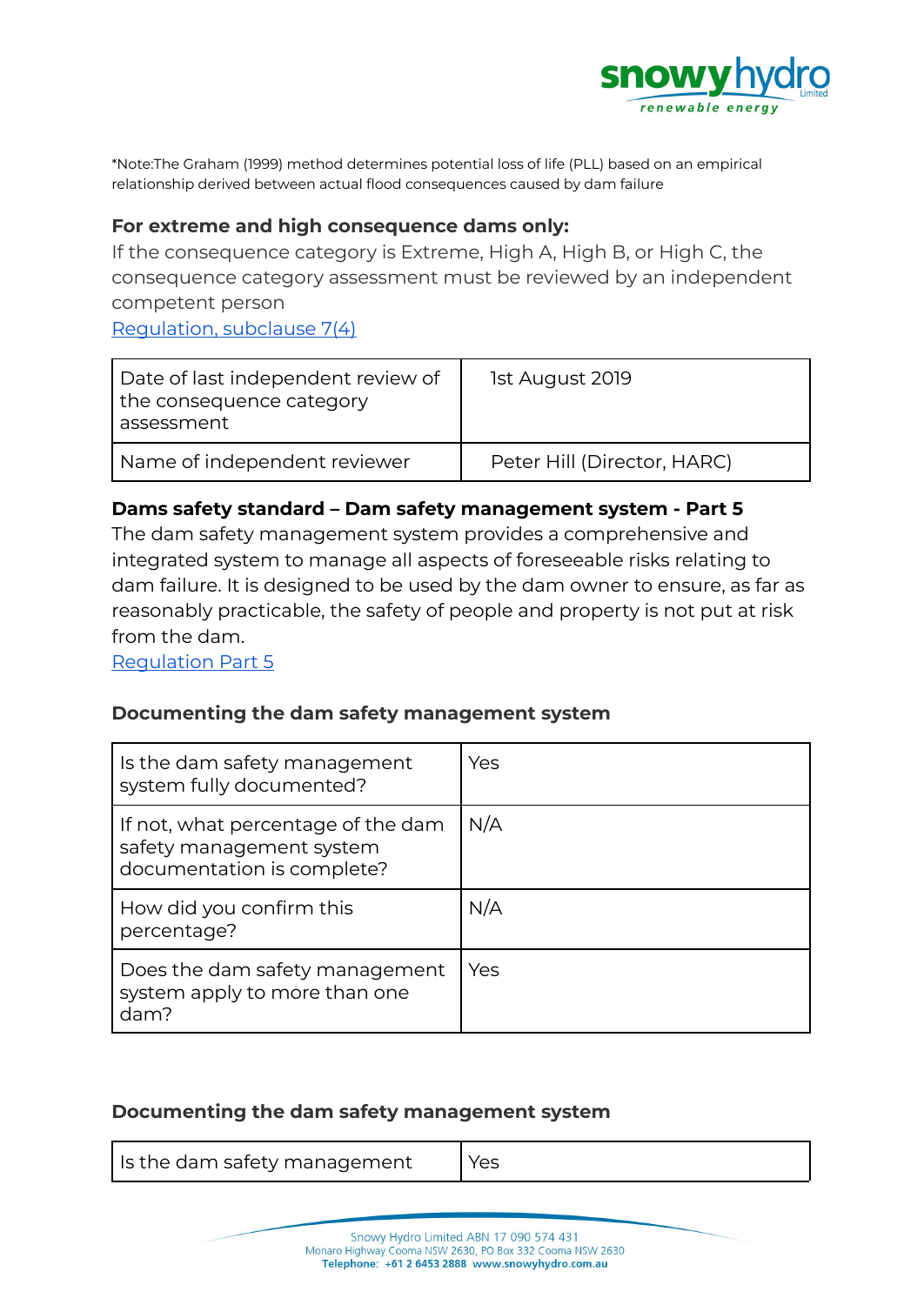*Note:The Graham (1999) method determines potential loss of life (PLL) based on an empirical relationship derived between actual flood consequences caused by dam failure

**For extreme and high consequence dams only:**

If the consequence category is Extreme, High A, High B, or High C, the consequence category assessment must be reviewed by an independent competent person

Regulation, subclause 7(4)

| Date of last independent review of the consequence category assessment | 1st August 2019 |
|---|---|
| Name of independent reviewer | Peter Hill (Director, HARC) |

**Dams safety standard – Dam safety management system - Part 5**

The dam safety management system provides a comprehensive and integrated system to manage all aspects of foreseeable risks relating to dam failure. It is designed to be used by the dam owner to ensure, as far as reasonably practicable, the safety of people and property is not put at risk from the dam.

Regulation Part 5

### Documenting the dam safety management system

| Is the dam safety management system fully documented? | Yes |
|---|---|
| If not, what percentage of the dam safety management system documentation is complete? | N/A |
| How did you confirm this percentage? | N/A |
| Does the dam safety management system apply to more than one dam? | Yes |

### Documenting the dam safety management system

| Is the dam safety management | Yes |
|---|---|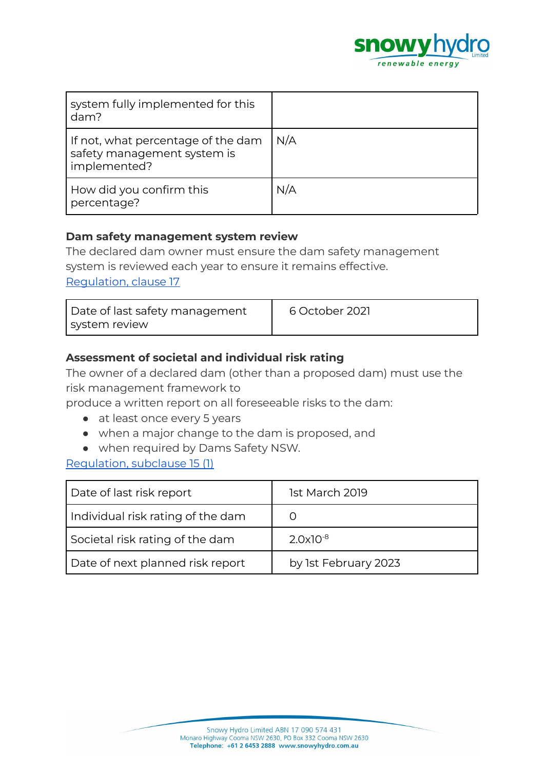| system fully implemented for this dam? | |
|---|---|
| If not, what percentage of the dam safety management system is implemented? | N/A |
| How did you confirm this percentage? | N/A |

**Dam safety management system review**

The declared dam owner must ensure the dam safety management system is reviewed each year to ensure it remains effective.
[Regulation, clause 17]

| Date of last safety management system review | 6 October 2021 |
|---|---|

**Assessment of societal and individual risk rating**

The owner of a declared dam (other than a proposed dam) must use the risk management framework to
produce a written report on all foreseeable risks to the dam:

- at least once every 5 years
- when a major change to the dam is proposed, and
- when required by Dams Safety NSW.

[Regulation, subclause 15 (1)]

| Date of last risk report | 1st March 2019 |
|---|---|
| Individual risk rating of the dam | 0 |
| Societal risk rating of the dam | $2.0\text{x}10^{-8}$ |
| Date of next planned risk report | by 1st February 2023 |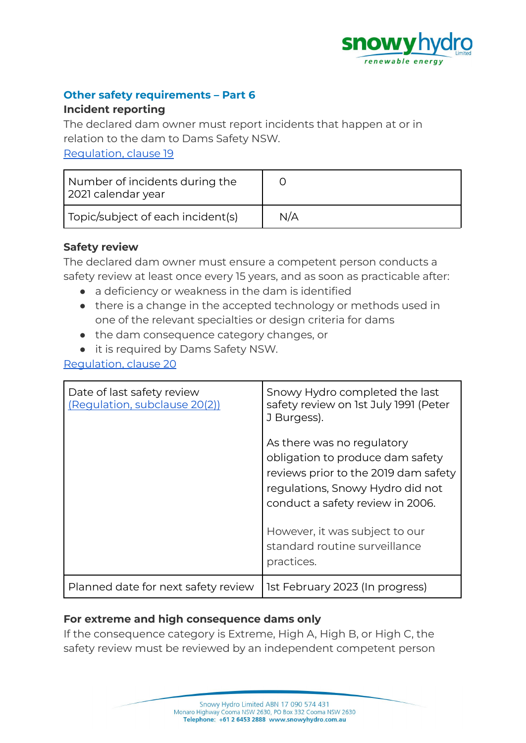## Other safety requirements – Part 6

### Incident reporting

The declared dam owner must report incidents that happen at or in relation to the dam to Dams Safety NSW.

[Regulation, clause 19](#)

| Number of incidents during the 2021 calendar year | 0 |
|---|---|
| Topic/subject of each incident(s) | N/A |

### Safety review

The declared dam owner must ensure a competent person conducts a safety review at least once every 15 years, and as soon as practicable after:

- a deficiency or weakness in the dam is identified
- there is a change in the accepted technology or methods used in one of the relevant specialties or design criteria for dams
- the dam consequence category changes, or
- it is required by Dams Safety NSW.

[Regulation, clause 20](#)

| Date of last safety review [(Regulation, subclause 20(2))](#) | Snowy Hydro completed the last safety review on 1st July 1991 (Peter J Burgess).<br><br>As there was no regulatory obligation to produce dam safety reviews prior to the 2019 dam safety regulations, Snowy Hydro did not conduct a safety review in 2006.<br><br>However, it was subject to our standard routine surveillance practices. |
|---|---|
| Planned date for next safety review | 1st February 2023 (In progress) |

### For extreme and high consequence dams only

If the consequence category is Extreme, High A, High B, or High C, the safety review must be reviewed by an independent competent person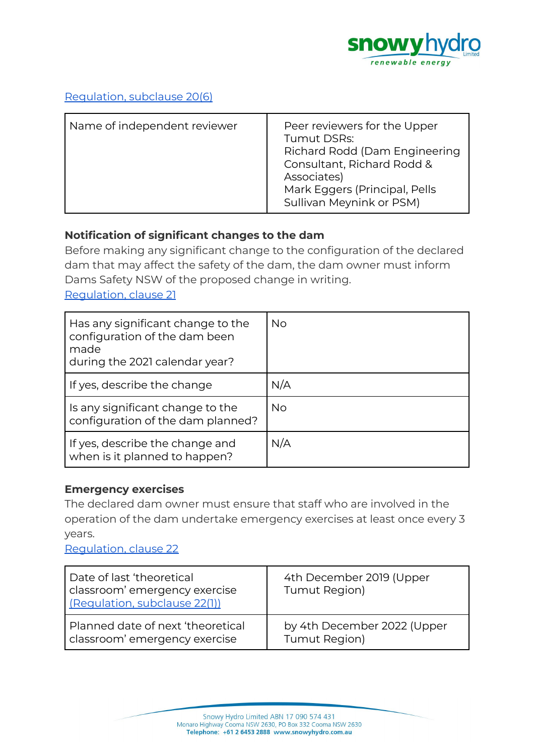[Regulation, subclause 20(6)](#)

| Name of independent reviewer | Peer reviewers for the Upper Tumut DSRs: Richard Rodd (Dam Engineering Consultant, Richard Rodd & Associates) Mark Eggers (Principal, Pells Sullivan Meynink or PSM) |
|---|---|

**Notification of significant changes to the dam**

Before making any significant change to the configuration of the declared dam that may affect the safety of the dam, the dam owner must inform Dams Safety NSW of the proposed change in writing.

[Regulation, clause 21](#)

| Has any significant change to the configuration of the dam been made during the 2021 calendar year? | No |
|---|---|
| If yes, describe the change | N/A |
| Is any significant change to the configuration of the dam planned? | No |
| If yes, describe the change and when is it planned to happen? | N/A |

**Emergency exercises**

The declared dam owner must ensure that staff who are involved in the operation of the dam undertake emergency exercises at least once every 3 years.

[Regulation, clause 22](#)

| Date of last 'theoretical classroom' emergency exercise [(Regulation, subclause 22(1))](#) | 4th December 2019 (Upper Tumut Region) |
|---|---|
| Planned date of next 'theoretical classroom' emergency exercise | by 4th December 2022 (Upper Tumut Region) |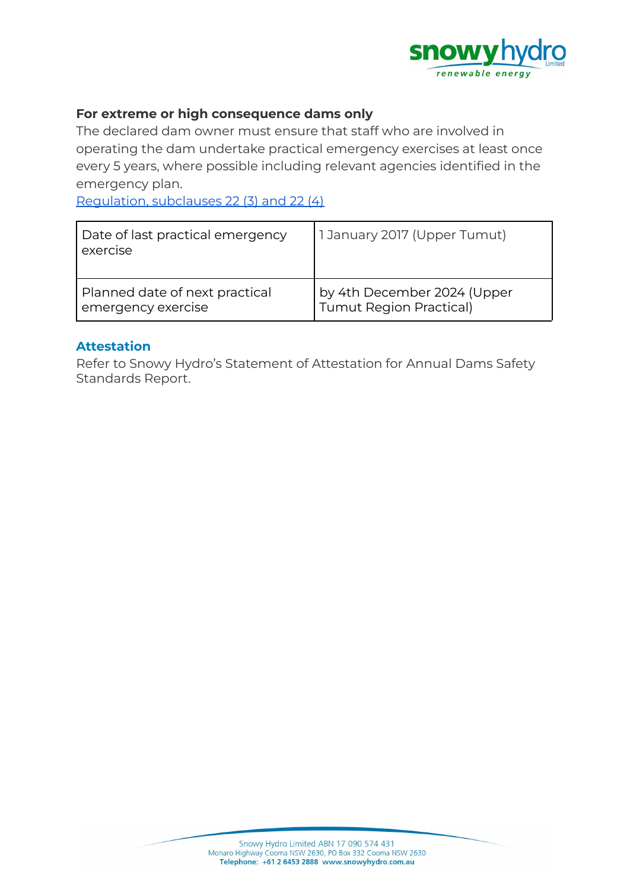**For extreme or high consequence dams only**

The declared dam owner must ensure that staff who are involved in operating the dam undertake practical emergency exercises at least once every 5 years, where possible including relevant agencies identified in the emergency plan.

[Regulation, subclauses 22 (3) and 22 (4)](#)

| | |
|---|---|
| Date of last practical emergency exercise | 1 January 2017 (Upper Tumut) |
| Planned date of next practical emergency exercise | by 4th December 2024 (Upper Tumut Region Practical) |

## Attestation

Refer to Snowy Hydro's Statement of Attestation for Annual Dams Safety Standards Report.